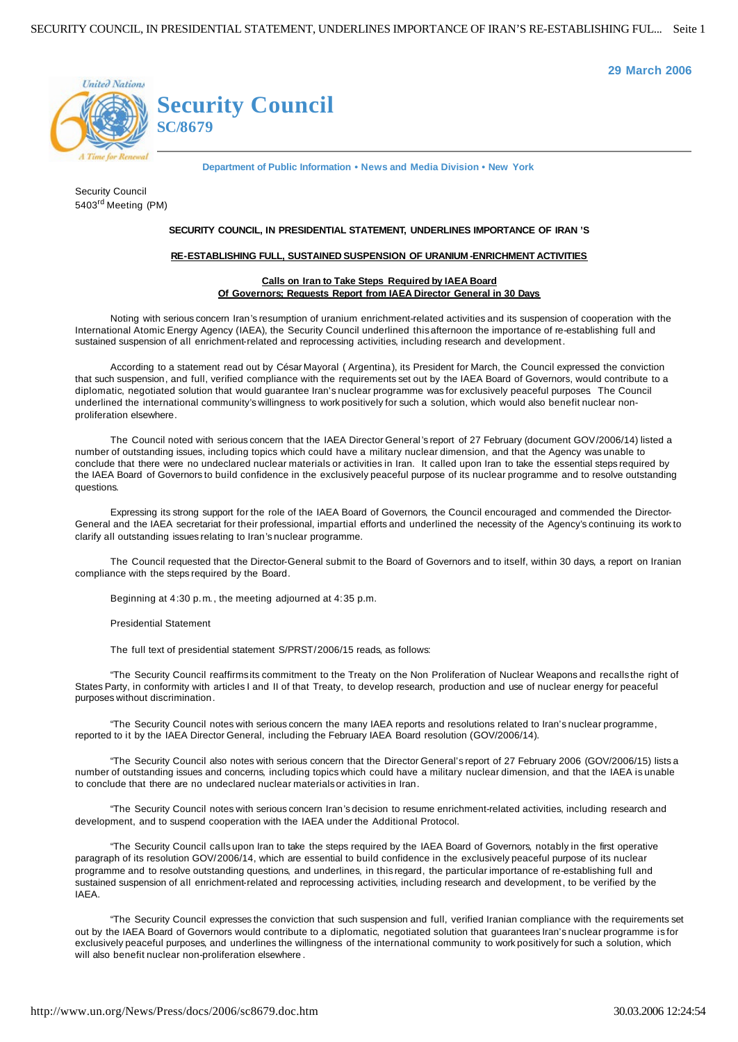29 March 2006

# Security Council
## SC/8679

Department of Public Information • News and Media Division • New York

Security Council
5403rd Meeting (PM)

### SECURITY COUNCIL, IN PRESIDENTIAL STATEMENT, UNDERLINES IMPORTANCE OF IRAN 'S

### RE-ESTABLISHING FULL, SUSTAINED SUSPENSION OF URANIUM-ENRICHMENT ACTIVITIES

**Calls on Iran to Take Steps Required by IAEA Board Of Governors; Requests Report from IAEA Director General in 30 Days**

Noting with serious concern Iran's resumption of uranium enrichment-related activities and its suspension of cooperation with the International Atomic Energy Agency (IAEA), the Security Council underlined this afternoon the importance of re-establishing full and sustained suspension of all enrichment-related and reprocessing activities, including research and development.

According to a statement read out by César Mayoral ( Argentina), its President for March, the Council expressed the conviction that such suspension, and full, verified compliance with the requirements set out by the IAEA Board of Governors, would contribute to a diplomatic, negotiated solution that would guarantee Iran's nuclear programme was for exclusively peaceful purposes The Council underlined the international community's willingness to work positively for such a solution, which would also benefit nuclear non-proliferation elsewhere.

The Council noted with serious concern that the IAEA Director General's report of 27 February (document GOV/2006/14) listed a number of outstanding issues, including topics which could have a military nuclear dimension, and that the Agency was unable to conclude that there were no undeclared nuclear materials or activities in Iran. It called upon Iran to take the essential steps required by the IAEA Board of Governors to build confidence in the exclusively peaceful purpose of its nuclear programme and to resolve outstanding questions.

Expressing its strong support for the role of the IAEA Board of Governors, the Council encouraged and commended the Director-General and the IAEA secretariat for their professional, impartial efforts and underlined the necessity of the Agency's continuing its work to clarify all outstanding issues relating to Iran's nuclear programme.

The Council requested that the Director-General submit to the Board of Governors and to itself, within 30 days, a report on Iranian compliance with the steps required by the Board.

Beginning at 4:30 p.m., the meeting adjourned at 4:35 p.m.

Presidential Statement

The full text of presidential statement S/PRST/2006/15 reads, as follows:

"The Security Council reaffirms its commitment to the Treaty on the Non Proliferation of Nuclear Weapons and recalls the right of States Party, in conformity with articles I and II of that Treaty, to develop research, production and use of nuclear energy for peaceful purposes without discrimination.

"The Security Council notes with serious concern the many IAEA reports and resolutions related to Iran's nuclear programme, reported to it by the IAEA Director General, including the February IAEA Board resolution (GOV/2006/14).

"The Security Council also notes with serious concern that the Director General's report of 27 February 2006 (GOV/2006/15) lists a number of outstanding issues and concerns, including topics which could have a military nuclear dimension, and that the IAEA is unable to conclude that there are no undeclared nuclear materials or activities in Iran.

"The Security Council notes with serious concern Iran's decision to resume enrichment-related activities, including research and development, and to suspend cooperation with the IAEA under the Additional Protocol.

"The Security Council calls upon Iran to take the steps required by the IAEA Board of Governors, notably in the first operative paragraph of its resolution GOV/2006/14, which are essential to build confidence in the exclusively peaceful purpose of its nuclear programme and to resolve outstanding questions, and underlines, in this regard, the particular importance of re-establishing full and sustained suspension of all enrichment-related and reprocessing activities, including research and development, to be verified by the IAEA.

"The Security Council expresses the conviction that such suspension and full, verified Iranian compliance with the requirements set out by the IAEA Board of Governors would contribute to a diplomatic, negotiated solution that guarantees Iran's nuclear programme is for exclusively peaceful purposes, and underlines the willingness of the international community to work positively for such a solution, which will also benefit nuclear non-proliferation elsewhere.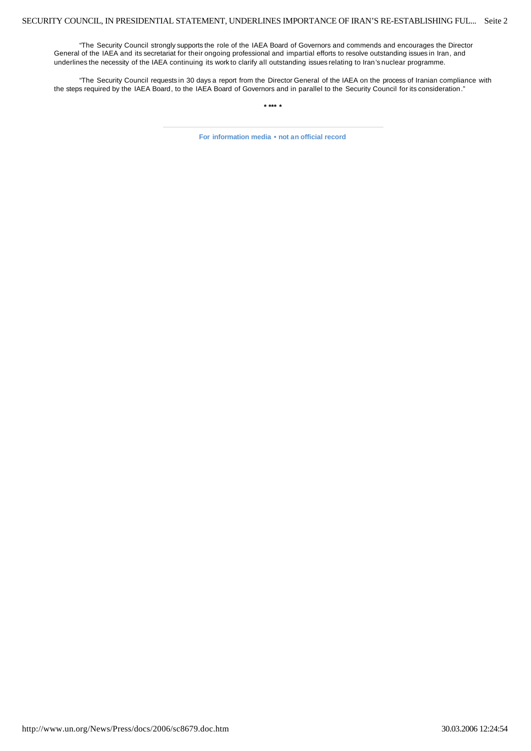"The Security Council strongly supports the role of the IAEA Board of Governors and commends and encourages the Director General of the IAEA and its secretariat for their ongoing professional and impartial efforts to resolve outstanding issues in Iran, and underlines the necessity of the IAEA continuing its work to clarify all outstanding issues relating to Iran's nuclear programme.

"The Security Council requests in 30 days a report from the Director General of the IAEA on the process of Iranian compliance with the steps required by the IAEA Board, to the IAEA Board of Governors and in parallel to the Security Council for its consideration."

* *** *

**For information media • not an official record**